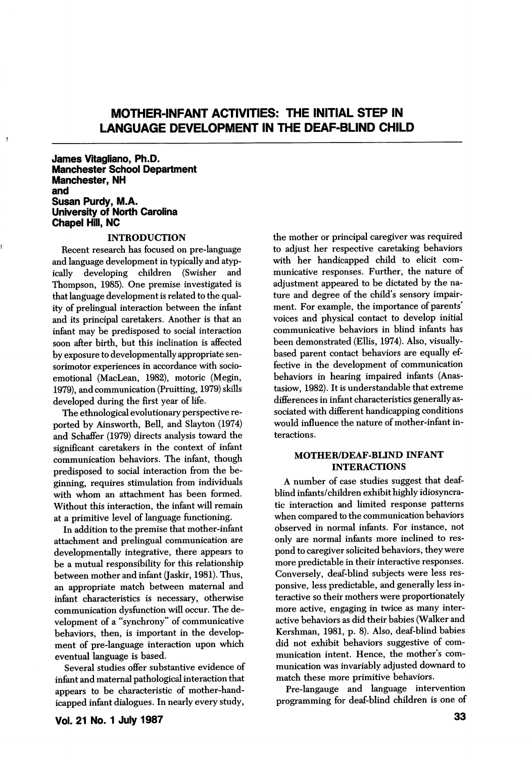# MOTHER-INFANT ACTIVITIES: THE INITIAL STEP IN LANGUAGE DEVELOPMENT IN THE DEAF-BLIND CHILD

**James Vitagliano, Ph.D.**
**Manchester School Department**
**Manchester, NH**
**and**
**Susan Purdy, M.A.**
**University of North Carolina**
**Chapel Hill, NC**

## INTRODUCTION

Recent research has focused on pre-language and language development in typically and atypically developing children (Swisher and Thompson, 1985). One premise investigated is that language development is related to the quality of prelingual interaction between the infant and its principal caretakers. Another is that an infant may be predisposed to social interaction soon after birth, but this inclination is affected by exposure to developmentally appropriate sensorimotor experiences in accordance with socio-emotional (MacLean, 1982), motoric (Megin, 1979), and communication (Pruitting, 1979) skills developed during the first year of life.

The ethnological evolutionary perspective reported by Ainsworth, Bell, and Slayton (1974) and Schaffer (1979) directs analysis toward the significant caretakers in the context of infant communication behaviors. The infant, though predisposed to social interaction from the beginning, requires stimulation from individuals with whom an attachment has been formed. Without this interaction, the infant will remain at a primitive level of language functioning.

In addition to the premise that mother-infant attachment and prelingual communication are developmentally integrative, there appears to be a mutual responsibility for this relationship between mother and infant (Jaskir, 1981). Thus, an appropriate match between maternal and infant characteristics is necessary, otherwise communication dysfunction will occur. The development of a "synchrony" of communicative behaviors, then, is important in the development of pre-language interaction upon which eventual language is based.

Several studies offer substantive evidence of infant and maternal pathological interaction that appears to be characteristic of mother-handicapped infant dialogues. In nearly every study, the mother or principal caregiver was required to adjust her respective caretaking behaviors with her handicapped child to elicit communicative responses. Further, the nature of adjustment appeared to be dictated by the nature and degree of the child's sensory impairment. For example, the importance of parents' voices and physical contact to develop initial communicative behaviors in blind infants has been demonstrated (Ellis, 1974). Also, visually-based parent contact behaviors are equally effective in the development of communication behaviors in hearing impaired infants (Anastasiow, 1982). It is understandable that extreme differences in infant characteristics generally associated with different handicapping conditions would influence the nature of mother-infant interactions.

## MOTHER/DEAF-BLIND INFANT INTERACTIONS

A number of case studies suggest that deaf-blind infants/children exhibit highly idiosyncratic interaction and limited response patterns when compared to the communication behaviors observed in normal infants. For instance, not only are normal infants more inclined to respond to caregiver solicited behaviors, they were more predictable in their interactive responses. Conversely, deaf-blind subjects were less responsive, less predictable, and generally less interactive so their mothers were proportionately more active, engaging in twice as many interactive behaviors as did their babies (Walker and Kershman, 1981, p. 8). Also, deaf-blind babies did not exhibit behaviors suggestive of communication intent. Hence, the mother's communication was invariably adjusted downward to match these more primitive behaviors.

Pre-langauge and language intervention programming for deaf-blind children is one of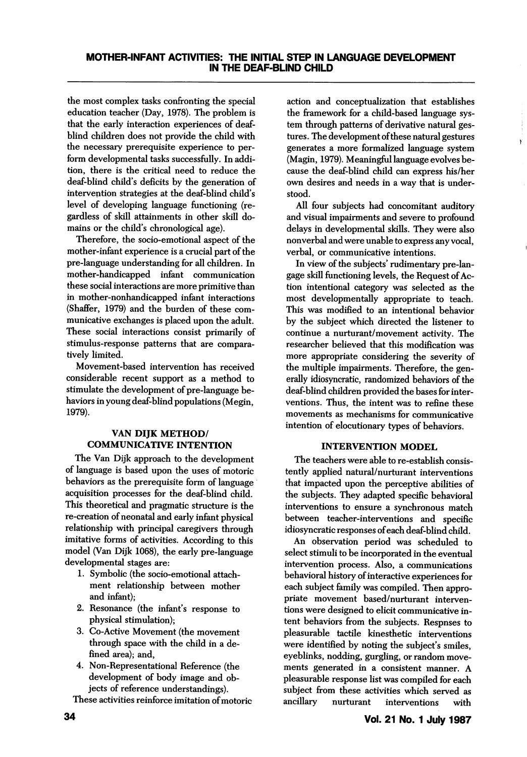the most complex tasks confronting the special education teacher (Day, 1978). The problem is that the early interaction experiences of deaf-blind children does not provide the child with the necessary prerequisite experience to perform developmental tasks successfully. In addition, there is the critical need to reduce the deaf-blind child's deficits by the generation of intervention strategies at the deaf-blind child's level of developing language functioning (regardless of skill attainments in other skill domains or the child's chronological age).

Therefore, the socio-emotional aspect of the mother-infant experience is a crucial part of the pre-language understanding for all children. In mother-handicapped infant communication these social interactions are more primitive than in mother-nonhandicapped infant interactions (Shaffer, 1979) and the burden of these communicative exchanges is placed upon the adult. These social interactions consist primarily of stimulus-response patterns that are comparatively limited.

Movement-based intervention has received considerable recent support as a method to stimulate the development of pre-language behaviors in young deaf-blind populations (Megin, 1979).

## VAN DIJK METHOD/ COMMUNICATIVE INTENTION

The Van Dijk approach to the development of language is based upon the uses of motoric behaviors as the prerequisite form of language acquisition processes for the deaf-blind child. This theoretical and pragmatic structure is the re-creation of neonatal and early infant physical relationship with principal caregivers through imitative forms of activities. According to this model (Van Dijk 1068), the early pre-language developmental stages are:

1. Symbolic (the socio-emotional attachment relationship between mother and infant);
2. Resonance (the infant's response to physical stimulation);
3. Co-Active Movement (the movement through space with the child in a defined area); and,
4. Non-Representational Reference (the development of body image and objects of reference understandings).

These activities reinforce imitation of motoric action and conceptualization that establishes the framework for a child-based language system through patterns of derivative natural gestures. The development of these natural gestures generates a more formalized language system (Magin, 1979). Meaningful language evolves because the deaf-blind child can express his/her own desires and needs in a way that is understood.

All four subjects had concomitant auditory and visual impairments and severe to profound delays in developmental skills. They were also nonverbal and were unable to express any vocal, verbal, or communicative intentions.

In view of the subjects' rudimentary pre-language skill functioning levels, the Request of Action intentional category was selected as the most developmentally appropriate to teach. This was modified to an intentional behavior by the subject which directed the listener to continue a nurturant/movement activity. The researcher believed that this modification was more appropriate considering the severity of the multiple impairments. Therefore, the generally idiosyncratic, randomized behaviors of the deaf-blind children provided the bases for interventions. Thus, the intent was to refine these movements as mechanisms for communicative intention of elocutionary types of behaviors.

## INTERVENTION MODEL

The teachers were able to re-establish consistently applied natural/nurturant interventions that impacted upon the perceptive abilities of the subjects. They adapted specific behavioral interventions to ensure a synchronous match between teacher-interventions and specific idiosyncratic responses of each deaf-blind child.

An observation period was scheduled to select stimuli to be incorporated in the eventual intervention process. Also, a communications behavioral history of interactive experiences for each subject family was compiled. Then appropriate movement based/nurturant interventions were designed to elicit communicative intent behaviors from the subjects. Respnses to pleasurable tactile kinesthetic interventions were identified by noting the subject's smiles, eyeblinks, nodding, gurgling, or random movements generated in a consistent manner. A pleasurable response list was compiled for each subject from these activities which served as ancillary nurturant interventions with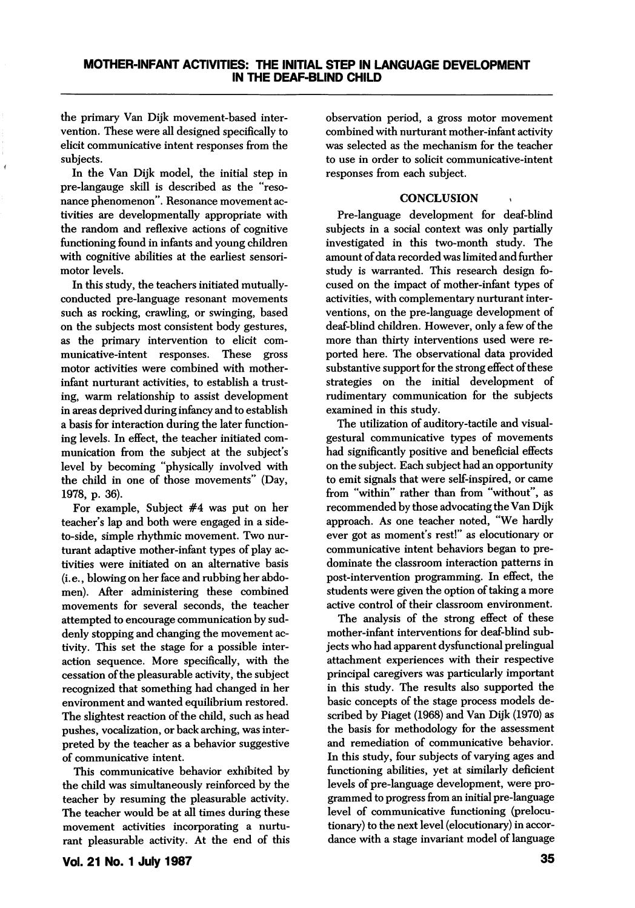the primary Van Dijk movement-based intervention. These were all designed specifically to elicit communicative intent responses from the subjects.

In the Van Dijk model, the initial step in pre-langauge skill is described as the "resonance phenomenon". Resonance movement activities are developmentally appropriate with the random and reflexive actions of cognitive functioning found in infants and young children with cognitive abilities at the earliest sensorimotor levels.

In this study, the teachers initiated mutually-conducted pre-language resonant movements such as rocking, crawling, or swinging, based on the subjects most consistent body gestures, as the primary intervention to elicit communicative-intent responses. These gross motor activities were combined with mother-infant nurturant activities, to establish a trusting, warm relationship to assist development in areas deprived during infancy and to establish a basis for interaction during the later functioning levels. In effect, the teacher initiated communication from the subject at the subject's level by becoming "physically involved with the child in one of those movements" (Day, 1978, p. 36).

For example, Subject #4 was put on her teacher's lap and both were engaged in a side-to-side, simple rhythmic movement. Two nurturant adaptive mother-infant types of play activities were initiated on an alternative basis (i.e., blowing on her face and rubbing her abdomen). After administering these combined movements for several seconds, the teacher attempted to encourage communication by suddenly stopping and changing the movement activity. This set the stage for a possible interaction sequence. More specifically, with the cessation of the pleasurable activity, the subject recognized that something had changed in her environment and wanted equilibrium restored. The slightest reaction of the child, such as head pushes, vocalization, or back arching, was interpreted by the teacher as a behavior suggestive of communicative intent.

This communicative behavior exhibited by the child was simultaneously reinforced by the teacher by resuming the pleasurable activity. The teacher would be at all times during these movement activities incorporating a nurturant pleasurable activity. At the end of this observation period, a gross motor movement combined with nurturant mother-infant activity was selected as the mechanism for the teacher to use in order to solicit communicative-intent responses from each subject.

## CONCLUSION

Pre-language development for deaf-blind subjects in a social context was only partially investigated in this two-month study. The amount of data recorded was limited and further study is warranted. This research design focused on the impact of mother-infant types of activities, with complementary nurturant interventions, on the pre-language development of deaf-blind children. However, only a few of the more than thirty interventions used were reported here. The observational data provided substantive support for the strong effect of these strategies on the initial development of rudimentary communication for the subjects examined in this study.

The utilization of auditory-tactile and visual-gestural communicative types of movements had significantly positive and beneficial effects on the subject. Each subject had an opportunity to emit signals that were self-inspired, or came from "within" rather than from "without", as recommended by those advocating the Van Dijk approach. As one teacher noted, "We hardly ever got as moment's rest!" as elocutionary or communicative intent behaviors began to predominate the classroom interaction patterns in post-intervention programming. In effect, the students were given the option of taking a more active control of their classroom environment.

The analysis of the strong effect of these mother-infant interventions for deaf-blind subjects who had apparent dysfunctional prelingual attachment experiences with their respective principal caregivers was particularly important in this study. The results also supported the basic concepts of the stage process models described by Piaget (1968) and Van Dijk (1970) as the basis for methodology for the assessment and remediation of communicative behavior. In this study, four subjects of varying ages and functioning abilities, yet at similarly deficient levels of pre-language development, were programmed to progress from an initial pre-language level of communicative functioning (prelocutionary) to the next level (elocutionary) in accordance with a stage invariant model of language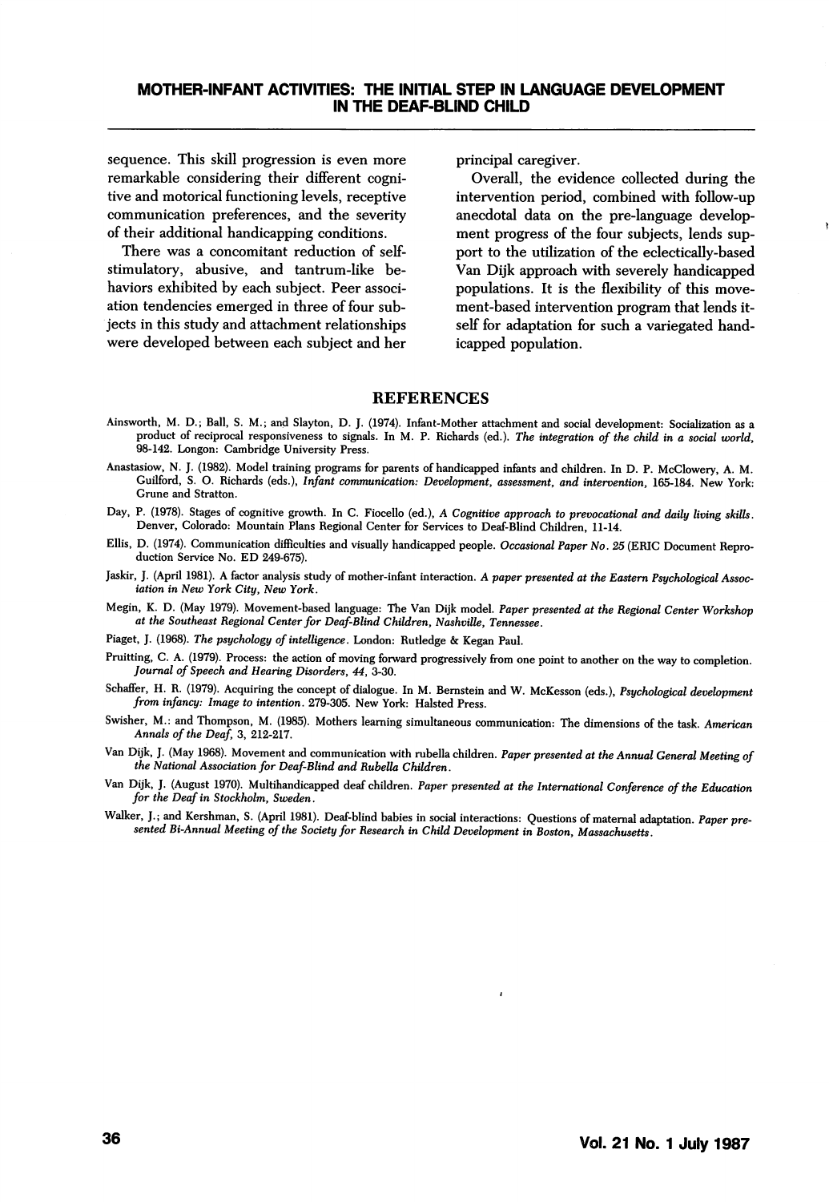sequence. This skill progression is even more remarkable considering their different cognitive and motorical functioning levels, receptive communication preferences, and the severity of their additional handicapping conditions.

There was a concomitant reduction of self-stimulatory, abusive, and tantrum-like behaviors exhibited by each subject. Peer association tendencies emerged in three of four subjects in this study and attachment relationships were developed between each subject and her principal caregiver.

Overall, the evidence collected during the intervention period, combined with follow-up anecdotal data on the pre-language development progress of the four subjects, lends support to the utilization of the eclectically-based Van Dijk approach with severely handicapped populations. It is the flexibility of this movement-based intervention program that lends itself for adaptation for such a variegated handicapped population.

## REFERENCES

Ainsworth, M. D.; Ball, S. M.; and Slayton, D. J. (1974). Infant-Mother attachment and social development: Socialization as a product of reciprocal responsiveness to signals. In M. P. Richards (ed.). *The integration of the child in a social world*, 98-142. Longon: Cambridge University Press.

Anastasiow, N. J. (1982). Model training programs for parents of handicapped infants and children. In D. P. McClowery, A. M. Guilford, S. O. Richards (eds.), *Infant communication: Development, assessment, and intervention*, 165-184. New York: Grune and Stratton.

Day, P. (1978). Stages of cognitive growth. In C. Fiocello (ed.), *A Cognitive approach to prevocational and daily living skills*. Denver, Colorado: Mountain Plans Regional Center for Services to Deaf-Blind Children, 11-14.

Ellis, D. (1974). Communication difficulties and visually handicapped people. *Occasional Paper No. 25* (ERIC Document Reproduction Service No. ED 249-675).

Jaskir, J. (April 1981). A factor analysis study of mother-infant interaction. *A paper presented at the Eastern Psychological Association in New York City, New York*.

Megin, K. D. (May 1979). Movement-based language: The Van Dijk model. *Paper presented at the Regional Center Workshop at the Southeast Regional Center for Deaf-Blind Children, Nashville, Tennessee*.

Piaget, J. (1968). *The psychology of intelligence*. London: Rutledge & Kegan Paul.

Pruitting, C. A. (1979). Process: the action of moving forward progressively from one point to another on the way to completion. *Journal of Speech and Hearing Disorders, 44*, 3-30.

Schaffer, H. R. (1979). Acquiring the concept of dialogue. In M. Bernstein and W. McKesson (eds.), *Psychological development from infancy: Image to intention*. 279-305. New York: Halsted Press.

Swisher, M.: and Thompson, M. (1985). Mothers learning simultaneous communication: The dimensions of the task. *American Annals of the Deaf*, 3, 212-217.

Van Dijk, J. (May 1968). Movement and communication with rubella children. *Paper presented at the Annual General Meeting of the National Association for Deaf-Blind and Rubella Children*.

Van Dijk, J. (August 1970). Multihandicapped deaf children. *Paper presented at the International Conference of the Education for the Deaf in Stockholm, Sweden*.

Walker, J.; and Kershman, S. (April 1981). Deaf-blind babies in social interactions: Questions of maternal adaptation. *Paper presented Bi-Annual Meeting of the Society for Research in Child Development in Boston, Massachusetts*.